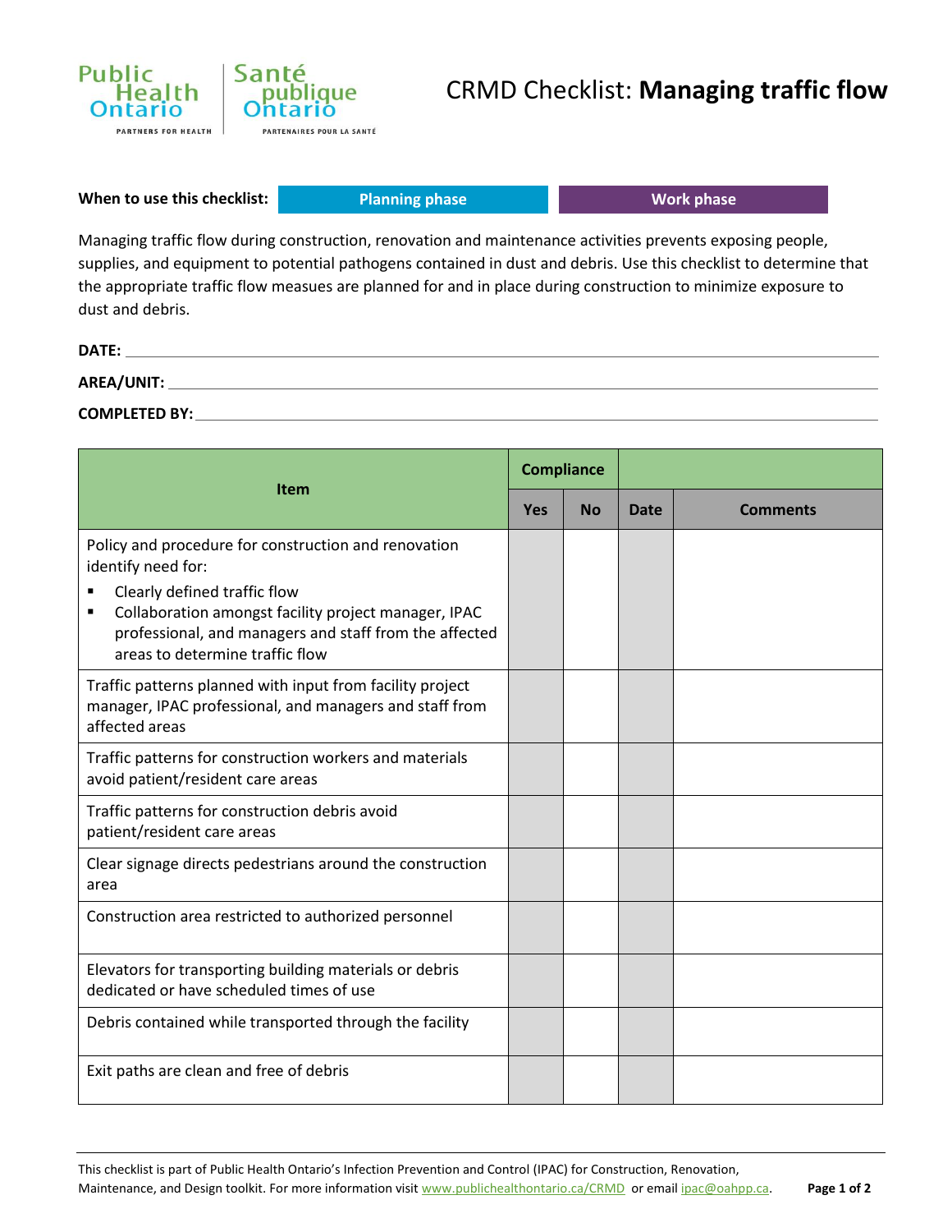# CRMD Checklist: **Managing traffic flow**

**When to use this checklist:** Planning phase | Work phase

Managing traffic flow during construction, renovation and maintenance activities prevents exposing people, supplies, and equipment to potential pathogens contained in dust and debris. Use this checklist to determine that the appropriate traffic flow measues are planned for and in place during construction to minimize exposure to dust and debris.

**DATE:** ______________________________

**AREA/UNIT:** ______________________________

**COMPLETED BY:** ______________________________

| Item | Compliance | | | |
|---|---|---|---|---|
| | Yes | No | Date | Comments |
| Policy and procedure for construction and renovation identify need for:<br>▪ Clearly defined traffic flow<br>▪ Collaboration amongst facility project manager, IPAC professional, and managers and staff from the affected areas to determine traffic flow | | | | |
| Traffic patterns planned with input from facility project manager, IPAC professional, and managers and staff from affected areas | | | | |
| Traffic patterns for construction workers and materials avoid patient/resident care areas | | | | |
| Traffic patterns for construction debris avoid patient/resident care areas | | | | |
| Clear signage directs pedestrians around the construction area | | | | |
| Construction area restricted to authorized personnel | | | | |
| Elevators for transporting building materials or debris dedicated or have scheduled times of use | | | | |
| Debris contained while transported through the facility | | | | |
| Exit paths are clean and free of debris | | | | |

This checklist is part of Public Health Ontario's Infection Prevention and Control (IPAC) for Construction, Renovation, Maintenance, and Design toolkit. For more information visit www.publichealthontario.ca/CRMD or email ipac@oahpp.ca.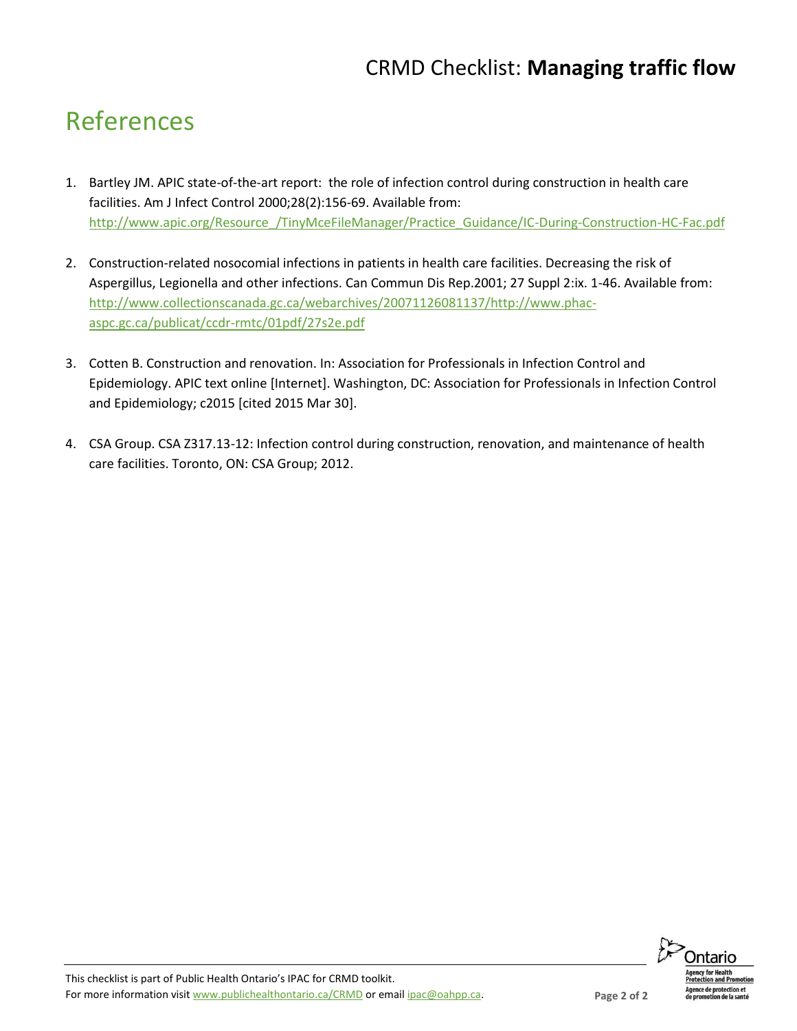# References

1. Bartley JM. APIC state-of-the-art report: the role of infection control during construction in health care facilities. Am J Infect Control 2000;28(2):156-69. Available from: http://www.apic.org/Resource_/TinyMceFileManager/Practice_Guidance/IC-During-Construction-HC-Fac.pdf

2. Construction-related nosocomial infections in patients in health care facilities. Decreasing the risk of Aspergillus, Legionella and other infections. Can Commun Dis Rep.2001; 27 Suppl 2:ix. 1-46. Available from: http://www.collectionscanada.gc.ca/webarchives/20071126081137/http://www.phac-aspc.gc.ca/publicat/ccdr-rmtc/01pdf/27s2e.pdf

3. Cotten B. Construction and renovation. In: Association for Professionals in Infection Control and Epidemiology. APIC text online [Internet]. Washington, DC: Association for Professionals in Infection Control and Epidemiology; c2015 [cited 2015 Mar 30].

4. CSA Group. CSA Z317.13-12: Infection control during construction, renovation, and maintenance of health care facilities. Toronto, ON: CSA Group; 2012.

This checklist is part of Public Health Ontario's IPAC for CRMD toolkit.
For more information visit www.publichealthontario.ca/CRMD or email ipac@oahpp.ca.